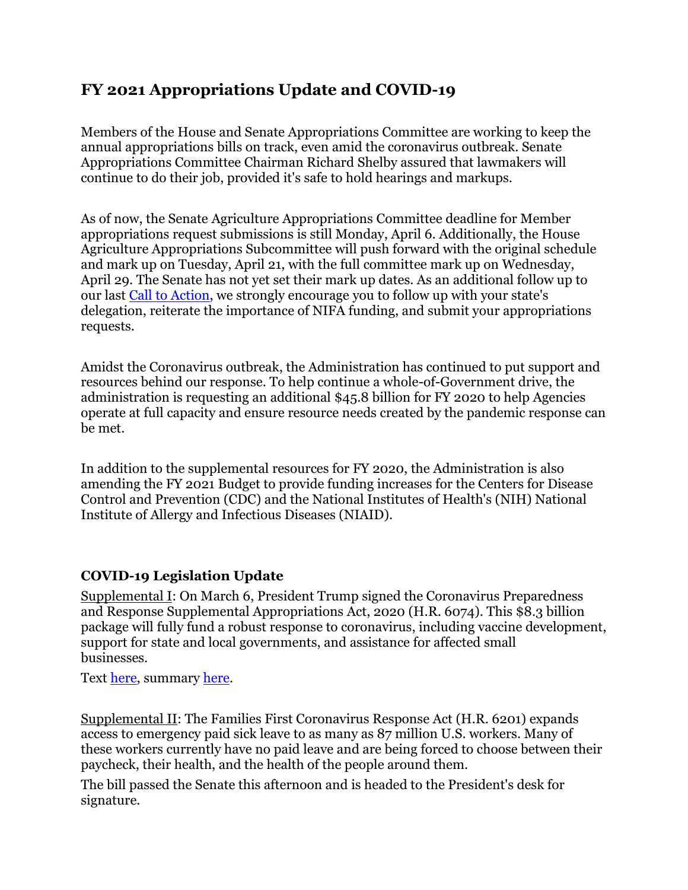## FY 2021 Appropriations Update and COVID-19

Members of the House and Senate Appropriations Committee are working to keep the annual appropriations bills on track, even amid the coronavirus outbreak. Senate Appropriations Committee Chairman Richard Shelby assured that lawmakers will continue to do their job, provided it's safe to hold hearings and markups.

As of now, the Senate Agriculture Appropriations Committee deadline for Member appropriations request submissions is still Monday, April 6. Additionally, the House Agriculture Appropriations Subcommittee will push forward with the original schedule and mark up on Tuesday, April 21, with the full committee mark up on Wednesday, April 29. The Senate has not yet set their mark up dates. As an additional follow up to our last Call to Action, we strongly encourage you to follow up with your state's delegation, reiterate the importance of NIFA funding, and submit your appropriations requests.

Amidst the Coronavirus outbreak, the Administration has continued to put support and resources behind our response. To help continue a whole-of-Government drive, the administration is requesting an additional $45.8 billion for FY 2020 to help Agencies operate at full capacity and ensure resource needs created by the pandemic response can be met.

In addition to the supplemental resources for FY 2020, the Administration is also amending the FY 2021 Budget to provide funding increases for the Centers for Disease Control and Prevention (CDC) and the National Institutes of Health's (NIH) National Institute of Allergy and Infectious Diseases (NIAID).

### COVID-19 Legislation Update

Supplemental I: On March 6, President Trump signed the Coronavirus Preparedness and Response Supplemental Appropriations Act, 2020 (H.R. 6074). This $8.3 billion package will fully fund a robust response to coronavirus, including vaccine development, support for state and local governments, and assistance for affected small businesses.

Text here, summary here.

Supplemental II: The Families First Coronavirus Response Act (H.R. 6201) expands access to emergency paid sick leave to as many as 87 million U.S. workers. Many of these workers currently have no paid leave and are being forced to choose between their paycheck, their health, and the health of the people around them.

The bill passed the Senate this afternoon and is headed to the President's desk for signature.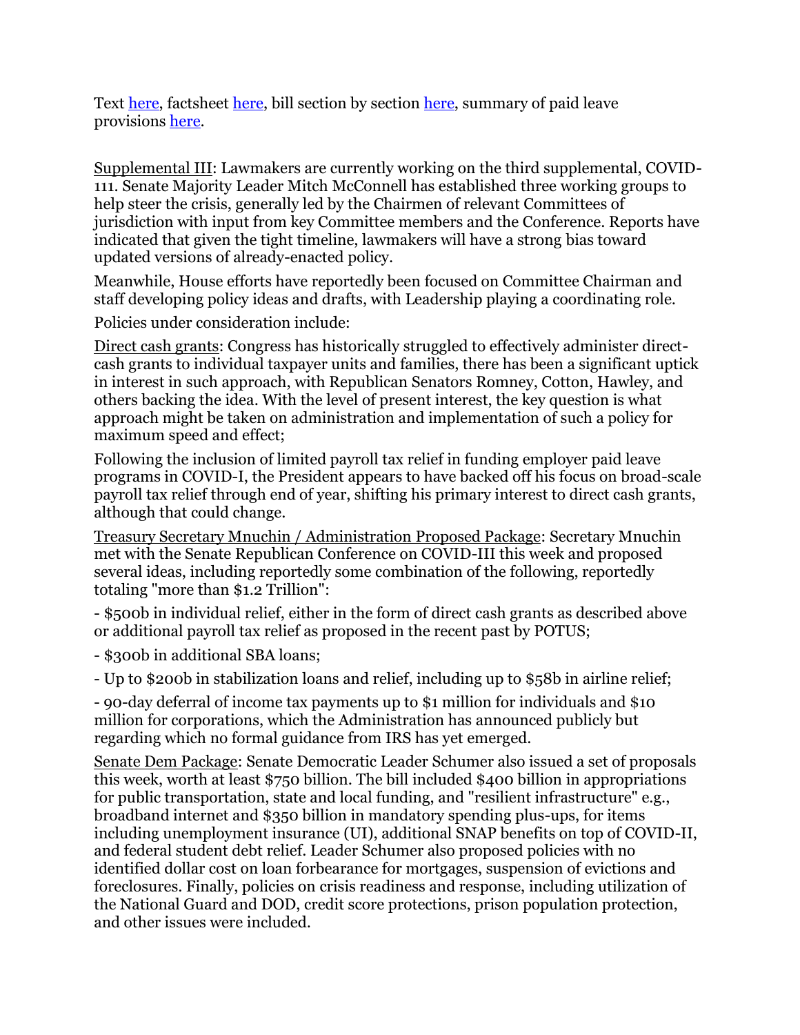Text here, factsheet here, bill section by section here, summary of paid leave provisions here.

Supplemental III: Lawmakers are currently working on the third supplemental, COVID-111. Senate Majority Leader Mitch McConnell has established three working groups to help steer the crisis, generally led by the Chairmen of relevant Committees of jurisdiction with input from key Committee members and the Conference. Reports have indicated that given the tight timeline, lawmakers will have a strong bias toward updated versions of already-enacted policy.

Meanwhile, House efforts have reportedly been focused on Committee Chairman and staff developing policy ideas and drafts, with Leadership playing a coordinating role.

Policies under consideration include:

Direct cash grants: Congress has historically struggled to effectively administer direct-cash grants to individual taxpayer units and families, there has been a significant uptick in interest in such approach, with Republican Senators Romney, Cotton, Hawley, and others backing the idea. With the level of present interest, the key question is what approach might be taken on administration and implementation of such a policy for maximum speed and effect;

Following the inclusion of limited payroll tax relief in funding employer paid leave programs in COVID-I, the President appears to have backed off his focus on broad-scale payroll tax relief through end of year, shifting his primary interest to direct cash grants, although that could change.

Treasury Secretary Mnuchin / Administration Proposed Package: Secretary Mnuchin met with the Senate Republican Conference on COVID-III this week and proposed several ideas, including reportedly some combination of the following, reportedly totaling "more than $1.2 Trillion":

- $500b in individual relief, either in the form of direct cash grants as described above or additional payroll tax relief as proposed in the recent past by POTUS;
- $300b in additional SBA loans;
- Up to $200b in stabilization loans and relief, including up to $58b in airline relief;
- 90-day deferral of income tax payments up to $1 million for individuals and $10 million for corporations, which the Administration has announced publicly but regarding which no formal guidance from IRS has yet emerged.

Senate Dem Package: Senate Democratic Leader Schumer also issued a set of proposals this week, worth at least $750 billion. The bill included $400 billion in appropriations for public transportation, state and local funding, and "resilient infrastructure" e.g., broadband internet and $350 billion in mandatory spending plus-ups, for items including unemployment insurance (UI), additional SNAP benefits on top of COVID-II, and federal student debt relief. Leader Schumer also proposed policies with no identified dollar cost on loan forbearance for mortgages, suspension of evictions and foreclosures. Finally, policies on crisis readiness and response, including utilization of the National Guard and DOD, credit score protections, prison population protection, and other issues were included.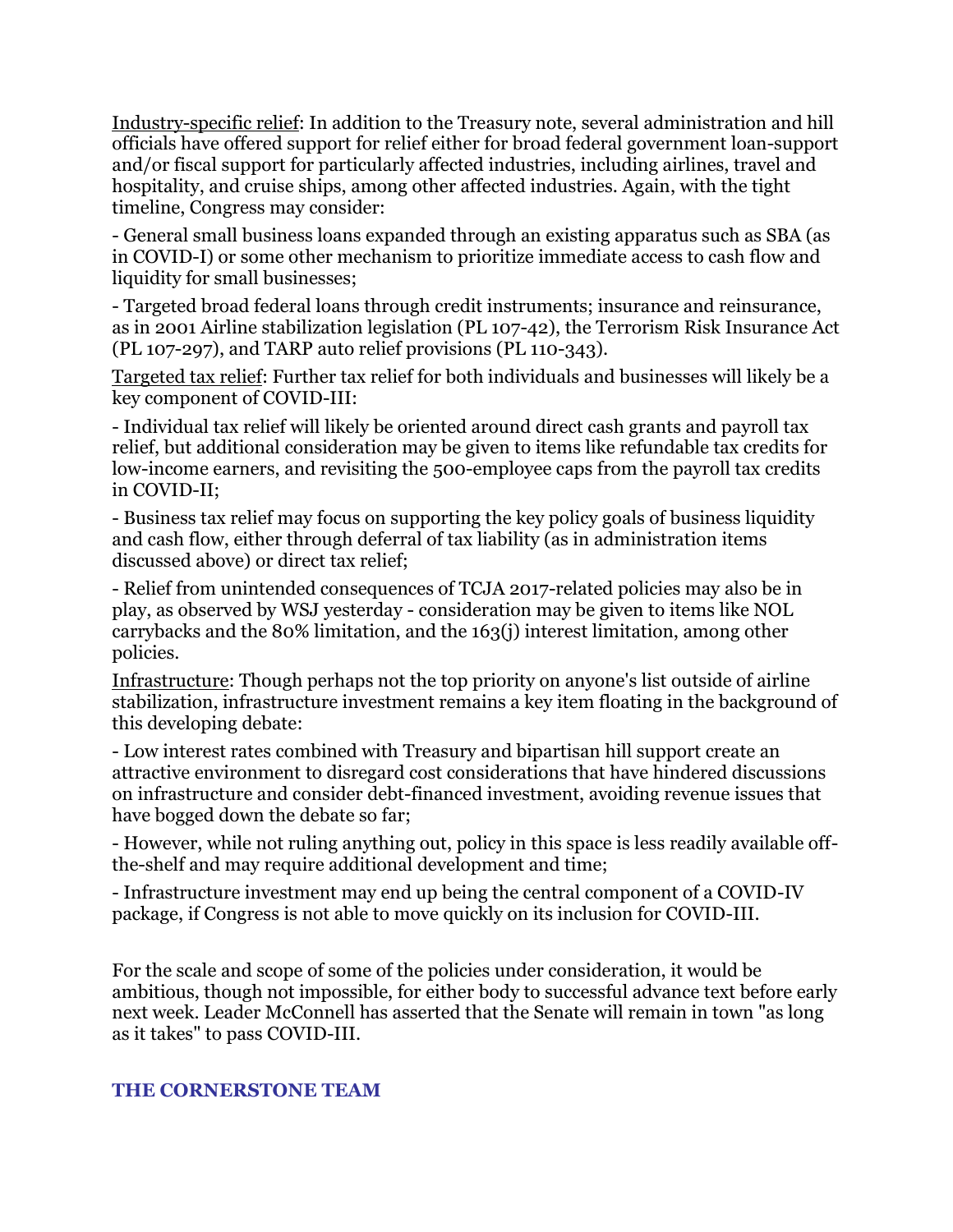Industry-specific relief: In addition to the Treasury note, several administration and hill officials have offered support for relief either for broad federal government loan-support and/or fiscal support for particularly affected industries, including airlines, travel and hospitality, and cruise ships, among other affected industries. Again, with the tight timeline, Congress may consider:

- General small business loans expanded through an existing apparatus such as SBA (as in COVID-I) or some other mechanism to prioritize immediate access to cash flow and liquidity for small businesses;

- Targeted broad federal loans through credit instruments; insurance and reinsurance, as in 2001 Airline stabilization legislation (PL 107-42), the Terrorism Risk Insurance Act (PL 107-297), and TARP auto relief provisions (PL 110-343).

Targeted tax relief: Further tax relief for both individuals and businesses will likely be a key component of COVID-III:

- Individual tax relief will likely be oriented around direct cash grants and payroll tax relief, but additional consideration may be given to items like refundable tax credits for low-income earners, and revisiting the 500-employee caps from the payroll tax credits in COVID-II;

- Business tax relief may focus on supporting the key policy goals of business liquidity and cash flow, either through deferral of tax liability (as in administration items discussed above) or direct tax relief;

- Relief from unintended consequences of TCJA 2017-related policies may also be in play, as observed by WSJ yesterday - consideration may be given to items like NOL carrybacks and the 80% limitation, and the 163(j) interest limitation, among other policies.

Infrastructure: Though perhaps not the top priority on anyone's list outside of airline stabilization, infrastructure investment remains a key item floating in the background of this developing debate:

- Low interest rates combined with Treasury and bipartisan hill support create an attractive environment to disregard cost considerations that have hindered discussions on infrastructure and consider debt-financed investment, avoiding revenue issues that have bogged down the debate so far;

- However, while not ruling anything out, policy in this space is less readily available off-the-shelf and may require additional development and time;

- Infrastructure investment may end up being the central component of a COVID-IV package, if Congress is not able to move quickly on its inclusion for COVID-III.

For the scale and scope of some of the policies under consideration, it would be ambitious, though not impossible, for either body to successful advance text before early next week. Leader McConnell has asserted that the Senate will remain in town "as long as it takes" to pass COVID-III.

**THE CORNERSTONE TEAM**